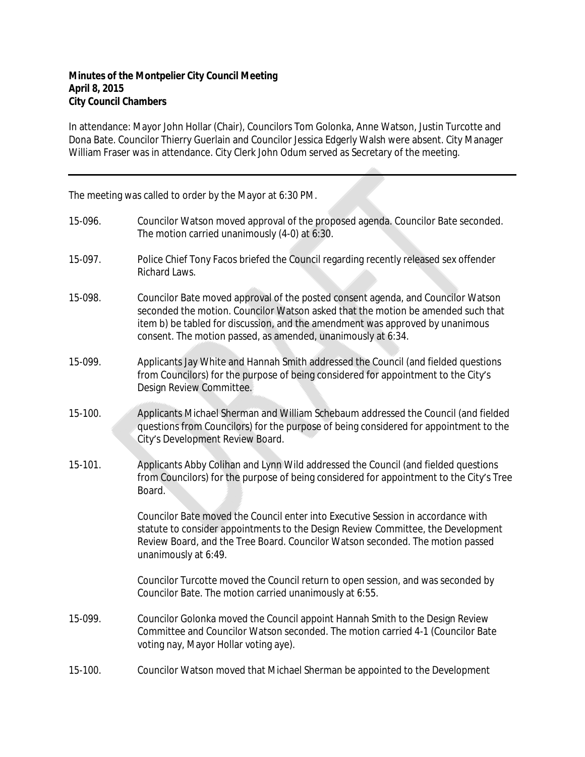**Minutes of the Montpelier City Council Meeting**
**April 8, 2015**
**City Council Chambers**

In attendance: Mayor John Hollar (Chair), Councilors Tom Golonka, Anne Watson, Justin Turcotte and Dona Bate. Councilor Thierry Guerlain and Councilor Jessica Edgerly Walsh were absent. City Manager William Fraser was in attendance. City Clerk John Odum served as Secretary of the meeting.

---

The meeting was called to order by the Mayor at 6:30 PM.

15-096. Councilor Watson moved approval of the proposed agenda. Councilor Bate seconded. The motion carried unanimously (4-0) at 6:30.

15-097. Police Chief Tony Facos briefed the Council regarding recently released sex offender Richard Laws.

15-098. Councilor Bate moved approval of the posted consent agenda, and Councilor Watson seconded the motion. Councilor Watson asked that the motion be amended such that item b) be tabled for discussion, and the amendment was approved by unanimous consent. The motion passed, as amended, unanimously at 6:34.

15-099. Applicants Jay White and Hannah Smith addressed the Council (and fielded questions from Councilors) for the purpose of being considered for appointment to the City's Design Review Committee.

15-100. Applicants Michael Sherman and William Schebaum addressed the Council (and fielded questions from Councilors) for the purpose of being considered for appointment to the City's Development Review Board.

15-101. Applicants Abby Colihan and Lynn Wild addressed the Council (and fielded questions from Councilors) for the purpose of being considered for appointment to the City's Tree Board.

Councilor Bate moved the Council enter into Executive Session in accordance with statute to consider appointments to the Design Review Committee, the Development Review Board, and the Tree Board. Councilor Watson seconded. The motion passed unanimously at 6:49.

Councilor Turcotte moved the Council return to open session, and was seconded by Councilor Bate. The motion carried unanimously at 6:55.

15-099. Councilor Golonka moved the Council appoint Hannah Smith to the Design Review Committee and Councilor Watson seconded. The motion carried 4-1 (Councilor Bate voting nay, Mayor Hollar voting aye).

15-100. Councilor Watson moved that Michael Sherman be appointed to the Development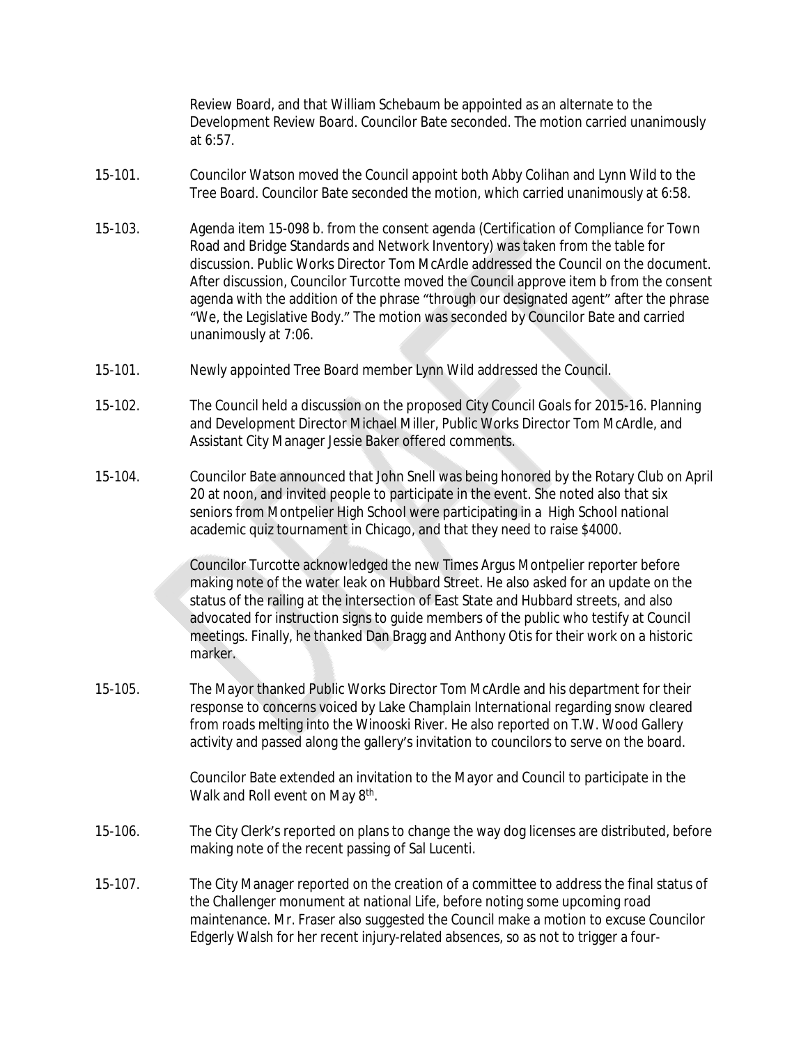Review Board, and that William Schebaum be appointed as an alternate to the Development Review Board. Councilor Bate seconded. The motion carried unanimously at 6:57.

15-101. Councilor Watson moved the Council appoint both Abby Colihan and Lynn Wild to the Tree Board. Councilor Bate seconded the motion, which carried unanimously at 6:58.

15-103. Agenda item 15-098 b. from the consent agenda (Certification of Compliance for Town Road and Bridge Standards and Network Inventory) was taken from the table for discussion. Public Works Director Tom McArdle addressed the Council on the document. After discussion, Councilor Turcotte moved the Council approve item b from the consent agenda with the addition of the phrase "through our designated agent" after the phrase "We, the Legislative Body." The motion was seconded by Councilor Bate and carried unanimously at 7:06.

15-101. Newly appointed Tree Board member Lynn Wild addressed the Council.

15-102. The Council held a discussion on the proposed City Council Goals for 2015-16. Planning and Development Director Michael Miller, Public Works Director Tom McArdle, and Assistant City Manager Jessie Baker offered comments.

15-104. Councilor Bate announced that John Snell was being honored by the Rotary Club on April 20 at noon, and invited people to participate in the event. She noted also that six seniors from Montpelier High School were participating in a High School national academic quiz tournament in Chicago, and that they need to raise $4000.

Councilor Turcotte acknowledged the new Times Argus Montpelier reporter before making note of the water leak on Hubbard Street. He also asked for an update on the status of the railing at the intersection of East State and Hubbard streets, and also advocated for instruction signs to guide members of the public who testify at Council meetings. Finally, he thanked Dan Bragg and Anthony Otis for their work on a historic marker.

15-105. The Mayor thanked Public Works Director Tom McArdle and his department for their response to concerns voiced by Lake Champlain International regarding snow cleared from roads melting into the Winooski River. He also reported on T.W. Wood Gallery activity and passed along the gallery's invitation to councilors to serve on the board.

Councilor Bate extended an invitation to the Mayor and Council to participate in the Walk and Roll event on May 8th.

15-106. The City Clerk's reported on plans to change the way dog licenses are distributed, before making note of the recent passing of Sal Lucenti.

15-107. The City Manager reported on the creation of a committee to address the final status of the Challenger monument at national Life, before noting some upcoming road maintenance. Mr. Fraser also suggested the Council make a motion to excuse Councilor Edgerly Walsh for her recent injury-related absences, so as not to trigger a four-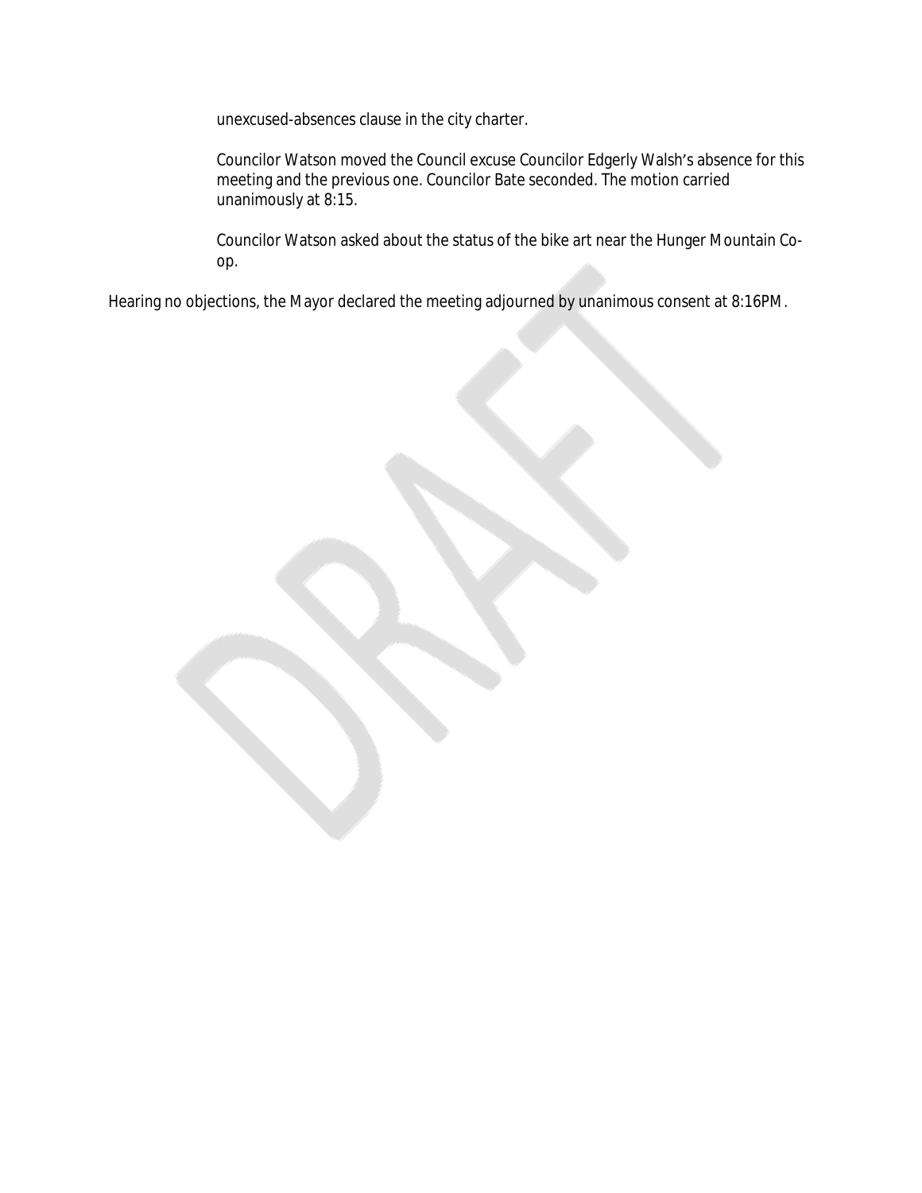unexcused-absences clause in the city charter.

Councilor Watson moved the Council excuse Councilor Edgerly Walsh's absence for this meeting and the previous one. Councilor Bate seconded. The motion carried unanimously at 8:15.

Councilor Watson asked about the status of the bike art near the Hunger Mountain Co-op.

Hearing no objections, the Mayor declared the meeting adjourned by unanimous consent at 8:16PM.